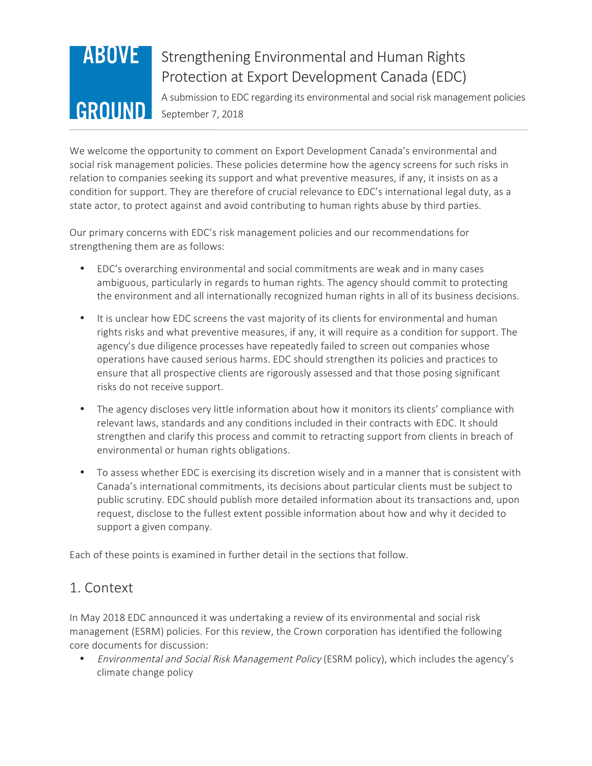ABOVE GROUND

# Strengthening Environmental and Human Rights Protection at Export Development Canada (EDC)

A submission to EDC regarding its environmental and social risk management policies

September 7, 2018

---

We welcome the opportunity to comment on Export Development Canada's environmental and social risk management policies. These policies determine how the agency screens for such risks in relation to companies seeking its support and what preventive measures, if any, it insists on as a condition for support. They are therefore of crucial relevance to EDC's international legal duty, as a state actor, to protect against and avoid contributing to human rights abuse by third parties.

Our primary concerns with EDC's risk management policies and our recommendations for strengthening them are as follows:

- EDC's overarching environmental and social commitments are weak and in many cases ambiguous, particularly in regards to human rights. The agency should commit to protecting the environment and all internationally recognized human rights in all of its business decisions.
- It is unclear how EDC screens the vast majority of its clients for environmental and human rights risks and what preventive measures, if any, it will require as a condition for support. The agency's due diligence processes have repeatedly failed to screen out companies whose operations have caused serious harms. EDC should strengthen its policies and practices to ensure that all prospective clients are rigorously assessed and that those posing significant risks do not receive support.
- The agency discloses very little information about how it monitors its clients' compliance with relevant laws, standards and any conditions included in their contracts with EDC. It should strengthen and clarify this process and commit to retracting support from clients in breach of environmental or human rights obligations.
- To assess whether EDC is exercising its discretion wisely and in a manner that is consistent with Canada's international commitments, its decisions about particular clients must be subject to public scrutiny. EDC should publish more detailed information about its transactions and, upon request, disclose to the fullest extent possible information about how and why it decided to support a given company.

Each of these points is examined in further detail in the sections that follow.

## 1. Context

In May 2018 EDC announced it was undertaking a review of its environmental and social risk management (ESRM) policies. For this review, the Crown corporation has identified the following core documents for discussion:

- *Environmental and Social Risk Management Policy* (ESRM policy), which includes the agency's climate change policy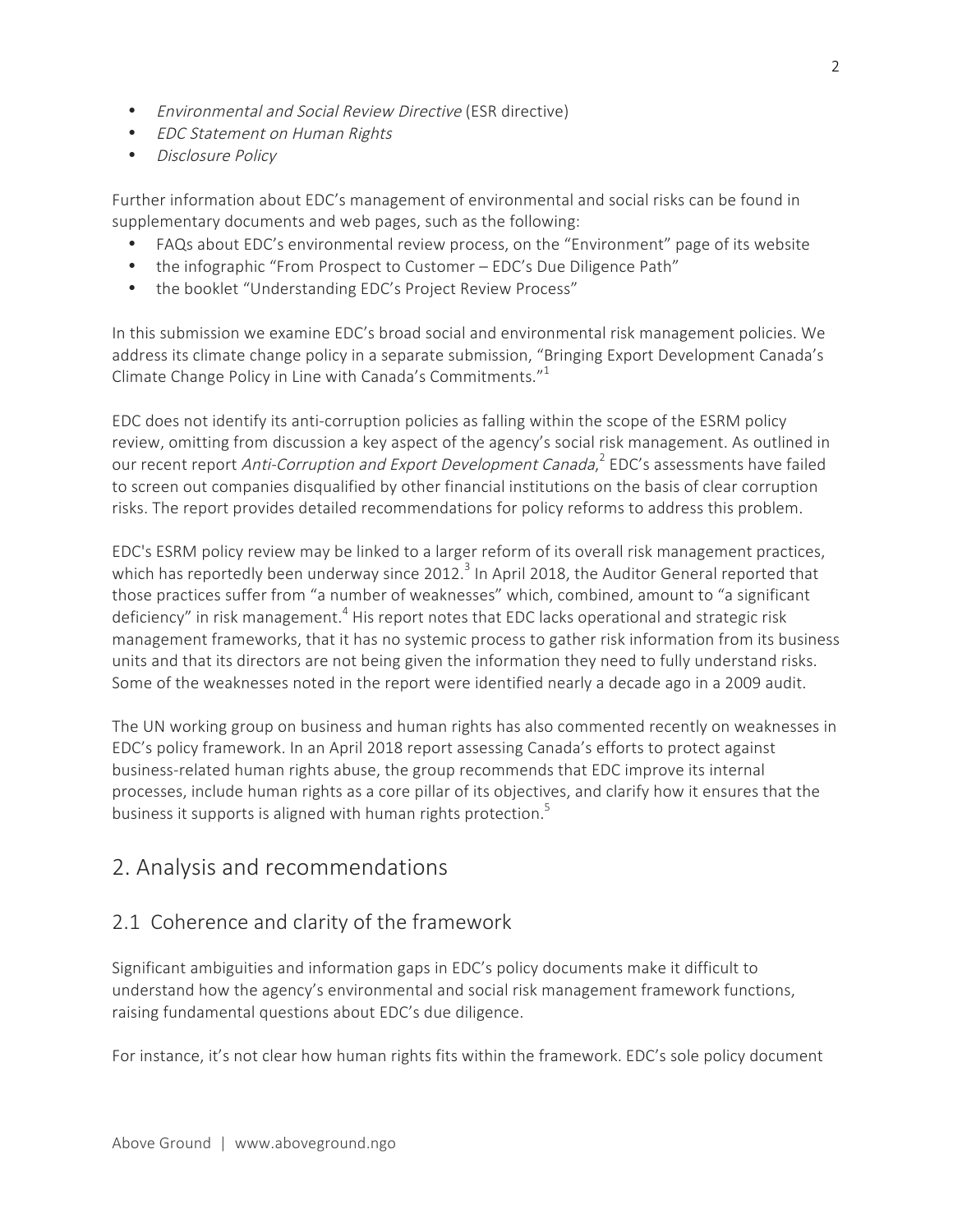- *Environmental and Social Review Directive* (ESR directive)
- *EDC Statement on Human Rights*
- *Disclosure Policy*

Further information about EDC's management of environmental and social risks can be found in supplementary documents and web pages, such as the following:

- FAQs about EDC's environmental review process, on the "Environment" page of its website
- the infographic "From Prospect to Customer – EDC's Due Diligence Path"
- the booklet "Understanding EDC's Project Review Process"

In this submission we examine EDC's broad social and environmental risk management policies. We address its climate change policy in a separate submission, "Bringing Export Development Canada's Climate Change Policy in Line with Canada's Commitments."[1]

EDC does not identify its anti-corruption policies as falling within the scope of the ESRM policy review, omitting from discussion a key aspect of the agency's social risk management. As outlined in our recent report *Anti-Corruption and Export Development Canada*,[2] EDC's assessments have failed to screen out companies disqualified by other financial institutions on the basis of clear corruption risks. The report provides detailed recommendations for policy reforms to address this problem.

EDC's ESRM policy review may be linked to a larger reform of its overall risk management practices, which has reportedly been underway since 2012.[3] In April 2018, the Auditor General reported that those practices suffer from "a number of weaknesses" which, combined, amount to "a significant deficiency" in risk management.[4] His report notes that EDC lacks operational and strategic risk management frameworks, that it has no systemic process to gather risk information from its business units and that its directors are not being given the information they need to fully understand risks. Some of the weaknesses noted in the report were identified nearly a decade ago in a 2009 audit.

The UN working group on business and human rights has also commented recently on weaknesses in EDC's policy framework. In an April 2018 report assessing Canada's efforts to protect against business-related human rights abuse, the group recommends that EDC improve its internal processes, include human rights as a core pillar of its objectives, and clarify how it ensures that the business it supports is aligned with human rights protection.[5]

## 2. Analysis and recommendations

### 2.1 Coherence and clarity of the framework

Significant ambiguities and information gaps in EDC's policy documents make it difficult to understand how the agency's environmental and social risk management framework functions, raising fundamental questions about EDC's due diligence.

For instance, it's not clear how human rights fits within the framework. EDC's sole policy document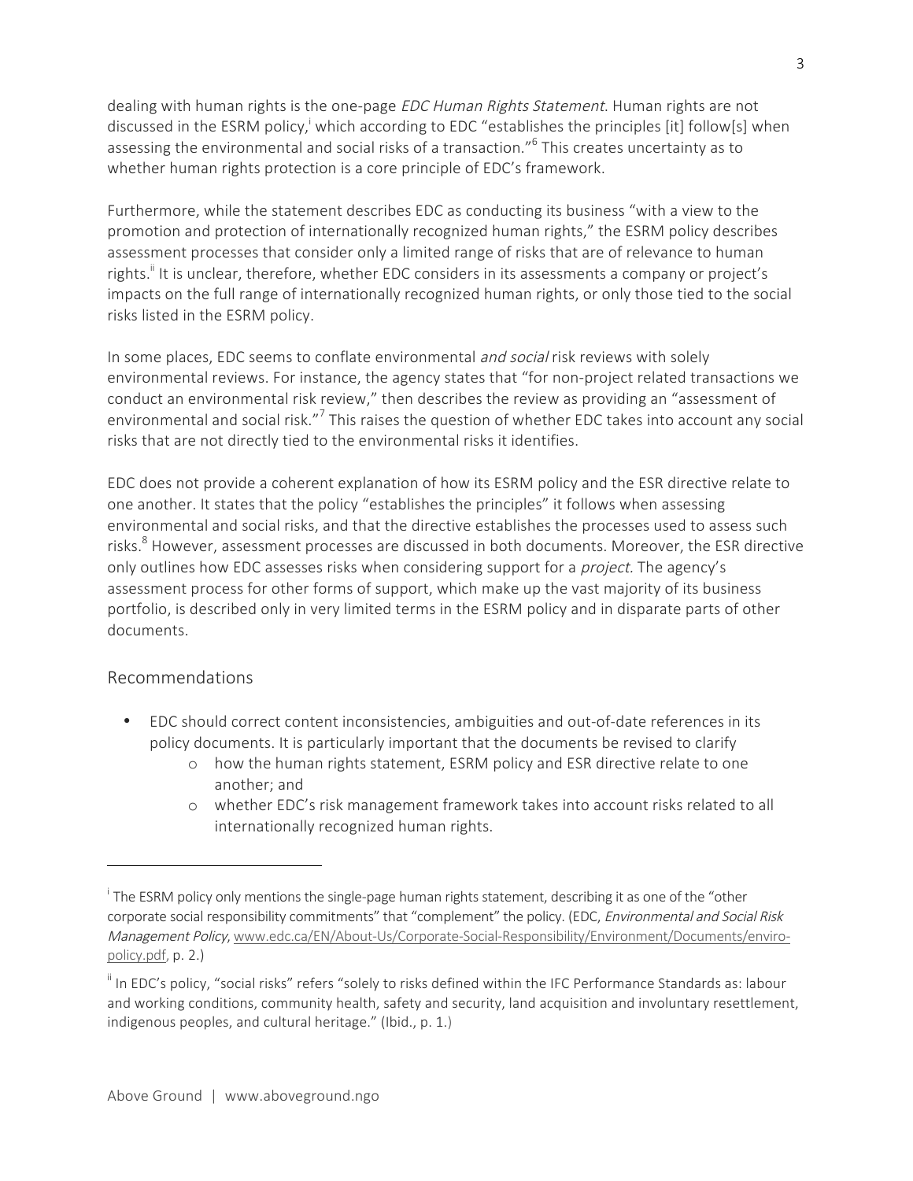dealing with human rights is the one-page *EDC Human Rights Statement*. Human rights are not discussed in the ESRM policy,[i] which according to EDC "establishes the principles [it] follow[s] when assessing the environmental and social risks of a transaction."[6] This creates uncertainty as to whether human rights protection is a core principle of EDC's framework.

Furthermore, while the statement describes EDC as conducting its business "with a view to the promotion and protection of internationally recognized human rights," the ESRM policy describes assessment processes that consider only a limited range of risks that are of relevance to human rights.[ii] It is unclear, therefore, whether EDC considers in its assessments a company or project's impacts on the full range of internationally recognized human rights, or only those tied to the social risks listed in the ESRM policy.

In some places, EDC seems to conflate environmental *and social* risk reviews with solely environmental reviews. For instance, the agency states that "for non-project related transactions we conduct an environmental risk review," then describes the review as providing an "assessment of environmental and social risk."[7] This raises the question of whether EDC takes into account any social risks that are not directly tied to the environmental risks it identifies.

EDC does not provide a coherent explanation of how its ESRM policy and the ESR directive relate to one another. It states that the policy "establishes the principles" it follows when assessing environmental and social risks, and that the directive establishes the processes used to assess such risks.[8] However, assessment processes are discussed in both documents. Moreover, the ESR directive only outlines how EDC assesses risks when considering support for a *project*. The agency's assessment process for other forms of support, which make up the vast majority of its business portfolio, is described only in very limited terms in the ESRM policy and in disparate parts of other documents.

## Recommendations

- EDC should correct content inconsistencies, ambiguities and out-of-date references in its policy documents. It is particularly important that the documents be revised to clarify
  - how the human rights statement, ESRM policy and ESR directive relate to one another; and
  - whether EDC's risk management framework takes into account risks related to all internationally recognized human rights.

---

[i] The ESRM policy only mentions the single-page human rights statement, describing it as one of the "other corporate social responsibility commitments" that "complement" the policy. (EDC, *Environmental and Social Risk Management Policy*, www.edc.ca/EN/About-Us/Corporate-Social-Responsibility/Environment/Documents/enviro-policy.pdf, p. 2.)

[ii] In EDC's policy, "social risks" refers "solely to risks defined within the IFC Performance Standards as: labour and working conditions, community health, safety and security, land acquisition and involuntary resettlement, indigenous peoples, and cultural heritage." (Ibid., p. 1.)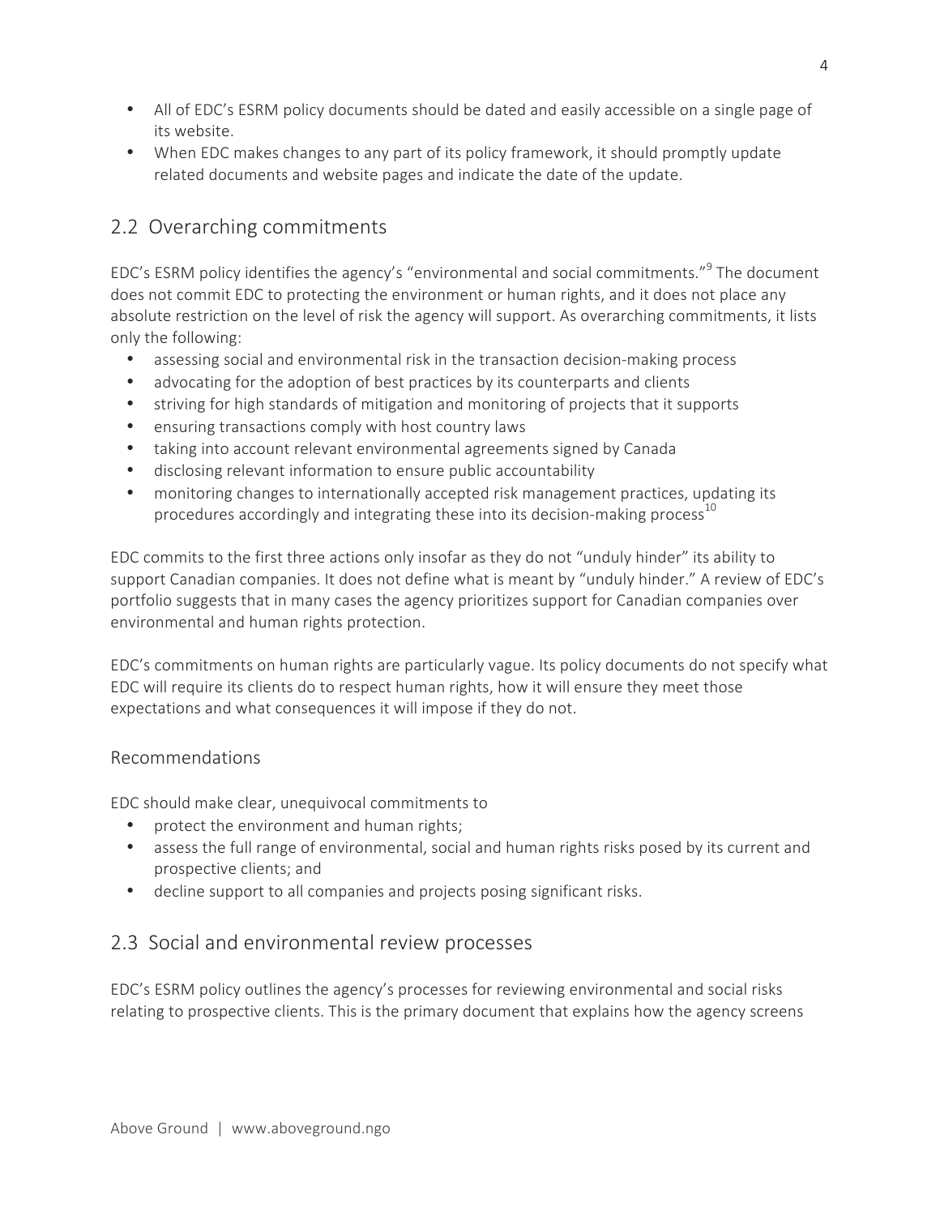- All of EDC's ESRM policy documents should be dated and easily accessible on a single page of its website.
- When EDC makes changes to any part of its policy framework, it should promptly update related documents and website pages and indicate the date of the update.

## 2.2 Overarching commitments

EDC's ESRM policy identifies the agency's "environmental and social commitments."[9] The document does not commit EDC to protecting the environment or human rights, and it does not place any absolute restriction on the level of risk the agency will support. As overarching commitments, it lists only the following:

- assessing social and environmental risk in the transaction decision-making process
- advocating for the adoption of best practices by its counterparts and clients
- striving for high standards of mitigation and monitoring of projects that it supports
- ensuring transactions comply with host country laws
- taking into account relevant environmental agreements signed by Canada
- disclosing relevant information to ensure public accountability
- monitoring changes to internationally accepted risk management practices, updating its procedures accordingly and integrating these into its decision-making process[10]

EDC commits to the first three actions only insofar as they do not "unduly hinder" its ability to support Canadian companies. It does not define what is meant by "unduly hinder." A review of EDC's portfolio suggests that in many cases the agency prioritizes support for Canadian companies over environmental and human rights protection.

EDC's commitments on human rights are particularly vague. Its policy documents do not specify what EDC will require its clients do to respect human rights, how it will ensure they meet those expectations and what consequences it will impose if they do not.

### Recommendations

EDC should make clear, unequivocal commitments to

- protect the environment and human rights;
- assess the full range of environmental, social and human rights risks posed by its current and prospective clients; and
- decline support to all companies and projects posing significant risks.

## 2.3 Social and environmental review processes

EDC's ESRM policy outlines the agency's processes for reviewing environmental and social risks relating to prospective clients. This is the primary document that explains how the agency screens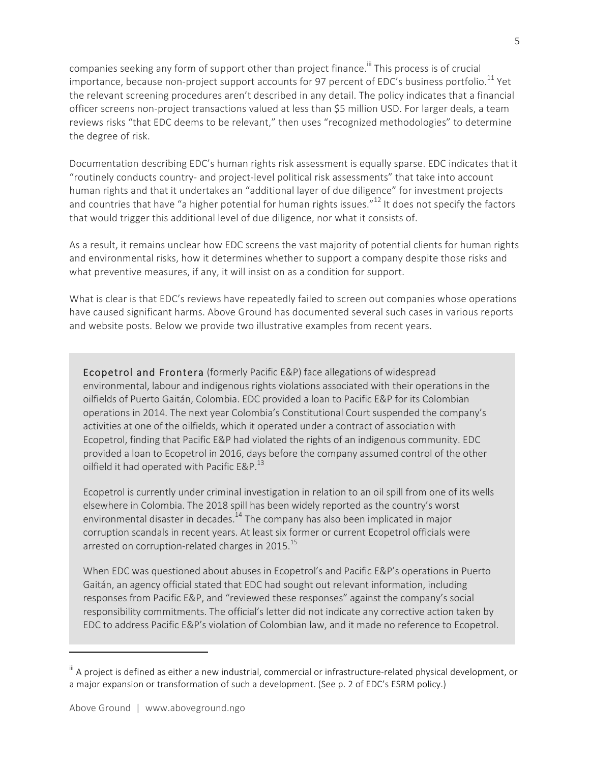companies seeking any form of support other than project finance.[iii] This process is of crucial importance, because non-project support accounts for 97 percent of EDC's business portfolio.[11] Yet the relevant screening procedures aren't described in any detail. The policy indicates that a financial officer screens non-project transactions valued at less than $5 million USD. For larger deals, a team reviews risks "that EDC deems to be relevant," then uses "recognized methodologies" to determine the degree of risk.

Documentation describing EDC's human rights risk assessment is equally sparse. EDC indicates that it "routinely conducts country- and project-level political risk assessments" that take into account human rights and that it undertakes an "additional layer of due diligence" for investment projects and countries that have "a higher potential for human rights issues."[12] It does not specify the factors that would trigger this additional level of due diligence, nor what it consists of.

As a result, it remains unclear how EDC screens the vast majority of potential clients for human rights and environmental risks, how it determines whether to support a company despite those risks and what preventive measures, if any, it will insist on as a condition for support.

What is clear is that EDC's reviews have repeatedly failed to screen out companies whose operations have caused significant harms. Above Ground has documented several such cases in various reports and website posts. Below we provide two illustrative examples from recent years.

> **Ecopetrol and Frontera** (formerly Pacific E&P) face allegations of widespread environmental, labour and indigenous rights violations associated with their operations in the oilfields of Puerto Gaitán, Colombia. EDC provided a loan to Pacific E&P for its Colombian operations in 2014. The next year Colombia's Constitutional Court suspended the company's activities at one of the oilfields, which it operated under a contract of association with Ecopetrol, finding that Pacific E&P had violated the rights of an indigenous community. EDC provided a loan to Ecopetrol in 2016, days before the company assumed control of the other oilfield it had operated with Pacific E&P.[13]
>
> Ecopetrol is currently under criminal investigation in relation to an oil spill from one of its wells elsewhere in Colombia. The 2018 spill has been widely reported as the country's worst environmental disaster in decades.[14] The company has also been implicated in major corruption scandals in recent years. At least six former or current Ecopetrol officials were arrested on corruption-related charges in 2015.[15]
>
> When EDC was questioned about abuses in Ecopetrol's and Pacific E&P's operations in Puerto Gaitán, an agency official stated that EDC had sought out relevant information, including responses from Pacific E&P, and "reviewed these responses" against the company's social responsibility commitments. The official's letter did not indicate any corrective action taken by EDC to address Pacific E&P's violation of Colombian law, and it made no reference to Ecopetrol.

---

[iii] A project is defined as either a new industrial, commercial or infrastructure-related physical development, or a major expansion or transformation of such a development. (See p. 2 of EDC's ESRM policy.)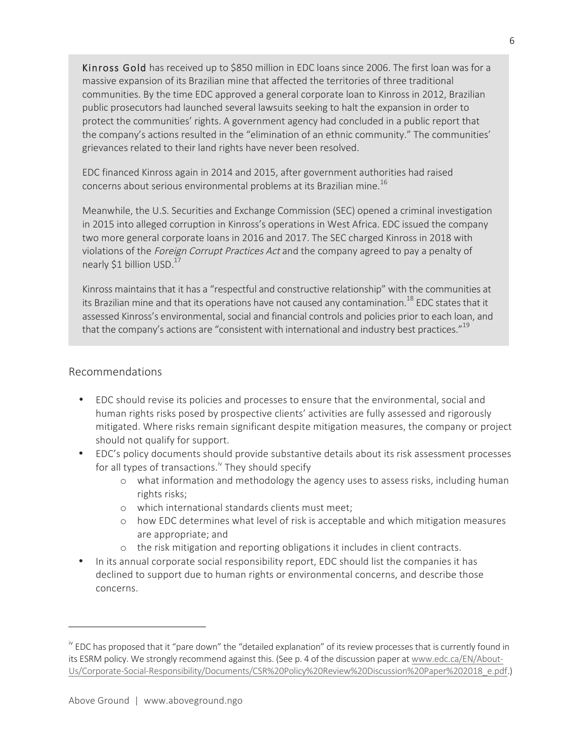**Kinross Gold** has received up to $850 million in EDC loans since 2006. The first loan was for a massive expansion of its Brazilian mine that affected the territories of three traditional communities. By the time EDC approved a general corporate loan to Kinross in 2012, Brazilian public prosecutors had launched several lawsuits seeking to halt the expansion in order to protect the communities' rights. A government agency had concluded in a public report that the company's actions resulted in the "elimination of an ethnic community." The communities' grievances related to their land rights have never been resolved.

EDC financed Kinross again in 2014 and 2015, after government authorities had raised concerns about serious environmental problems at its Brazilian mine.[16]

Meanwhile, the U.S. Securities and Exchange Commission (SEC) opened a criminal investigation in 2015 into alleged corruption in Kinross's operations in West Africa. EDC issued the company two more general corporate loans in 2016 and 2017. The SEC charged Kinross in 2018 with violations of the *Foreign Corrupt Practices Act* and the company agreed to pay a penalty of nearly $1 billion USD.[17]

Kinross maintains that it has a "respectful and constructive relationship" with the communities at its Brazilian mine and that its operations have not caused any contamination.[18] EDC states that it assessed Kinross's environmental, social and financial controls and policies prior to each loan, and that the company's actions are "consistent with international and industry best practices."[19]

## Recommendations

- EDC should revise its policies and processes to ensure that the environmental, social and human rights risks posed by prospective clients' activities are fully assessed and rigorously mitigated. Where risks remain significant despite mitigation measures, the company or project should not qualify for support.
- EDC's policy documents should provide substantive details about its risk assessment processes for all types of transactions.[iv] They should specify
  - what information and methodology the agency uses to assess risks, including human rights risks;
  - which international standards clients must meet;
  - how EDC determines what level of risk is acceptable and which mitigation measures are appropriate; and
  - the risk mitigation and reporting obligations it includes in client contracts.
- In its annual corporate social responsibility report, EDC should list the companies it has declined to support due to human rights or environmental concerns, and describe those concerns.

---

[iv] EDC has proposed that it "pare down" the "detailed explanation" of its review processes that is currently found in its ESRM policy. We strongly recommend against this. (See p. 4 of the discussion paper at www.edc.ca/EN/About-Us/Corporate-Social-Responsibility/Documents/CSR%20Policy%20Review%20Discussion%20Paper%202018_e.pdf.)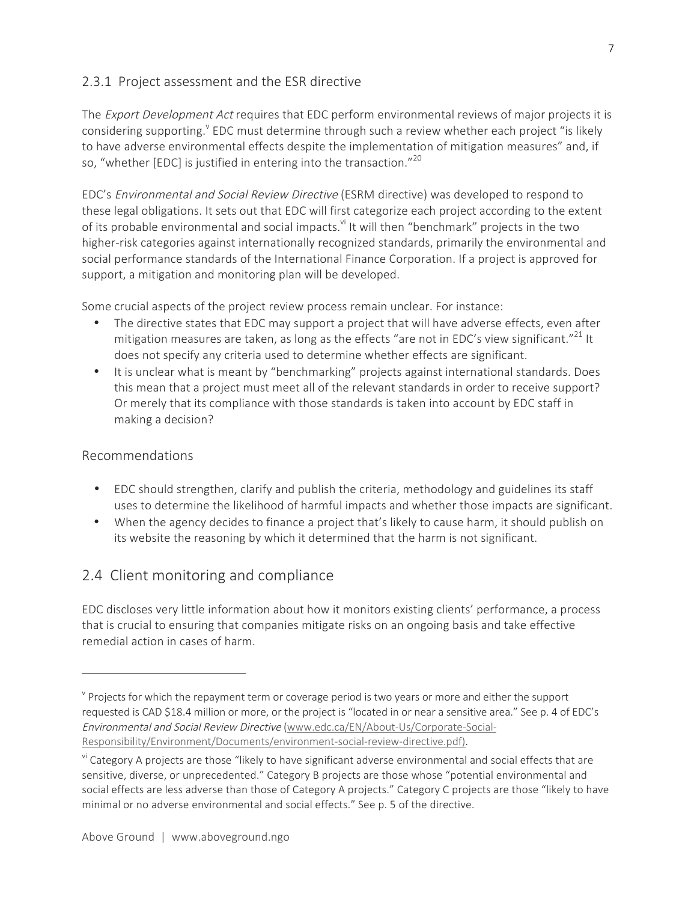### 2.3.1 Project assessment and the ESR directive

The *Export Development Act* requires that EDC perform environmental reviews of major projects it is considering supporting.[v] EDC must determine through such a review whether each project "is likely to have adverse environmental effects despite the implementation of mitigation measures" and, if so, "whether [EDC] is justified in entering into the transaction."[20]

EDC's *Environmental and Social Review Directive* (ESRM directive) was developed to respond to these legal obligations. It sets out that EDC will first categorize each project according to the extent of its probable environmental and social impacts.[vi] It will then "benchmark" projects in the two higher-risk categories against internationally recognized standards, primarily the environmental and social performance standards of the International Finance Corporation. If a project is approved for support, a mitigation and monitoring plan will be developed.

Some crucial aspects of the project review process remain unclear. For instance:

- The directive states that EDC may support a project that will have adverse effects, even after mitigation measures are taken, as long as the effects "are not in EDC's view significant."[21] It does not specify any criteria used to determine whether effects are significant.
- It is unclear what is meant by "benchmarking" projects against international standards. Does this mean that a project must meet all of the relevant standards in order to receive support? Or merely that its compliance with those standards is taken into account by EDC staff in making a decision?

### Recommendations

- EDC should strengthen, clarify and publish the criteria, methodology and guidelines its staff uses to determine the likelihood of harmful impacts and whether those impacts are significant.
- When the agency decides to finance a project that's likely to cause harm, it should publish on its website the reasoning by which it determined that the harm is not significant.

## 2.4 Client monitoring and compliance

EDC discloses very little information about how it monitors existing clients' performance, a process that is crucial to ensuring that companies mitigate risks on an ongoing basis and take effective remedial action in cases of harm.

---

[v] Projects for which the repayment term or coverage period is two years or more and either the support requested is CAD $18.4 million or more, or the project is "located in or near a sensitive area." See p. 4 of EDC's *Environmental and Social Review Directive* (www.edc.ca/EN/About-Us/Corporate-Social-Responsibility/Environment/Documents/environment-social-review-directive.pdf).

[vi] Category A projects are those "likely to have significant adverse environmental and social effects that are sensitive, diverse, or unprecedented." Category B projects are those whose "potential environmental and social effects are less adverse than those of Category A projects." Category C projects are those "likely to have minimal or no adverse environmental and social effects." See p. 5 of the directive.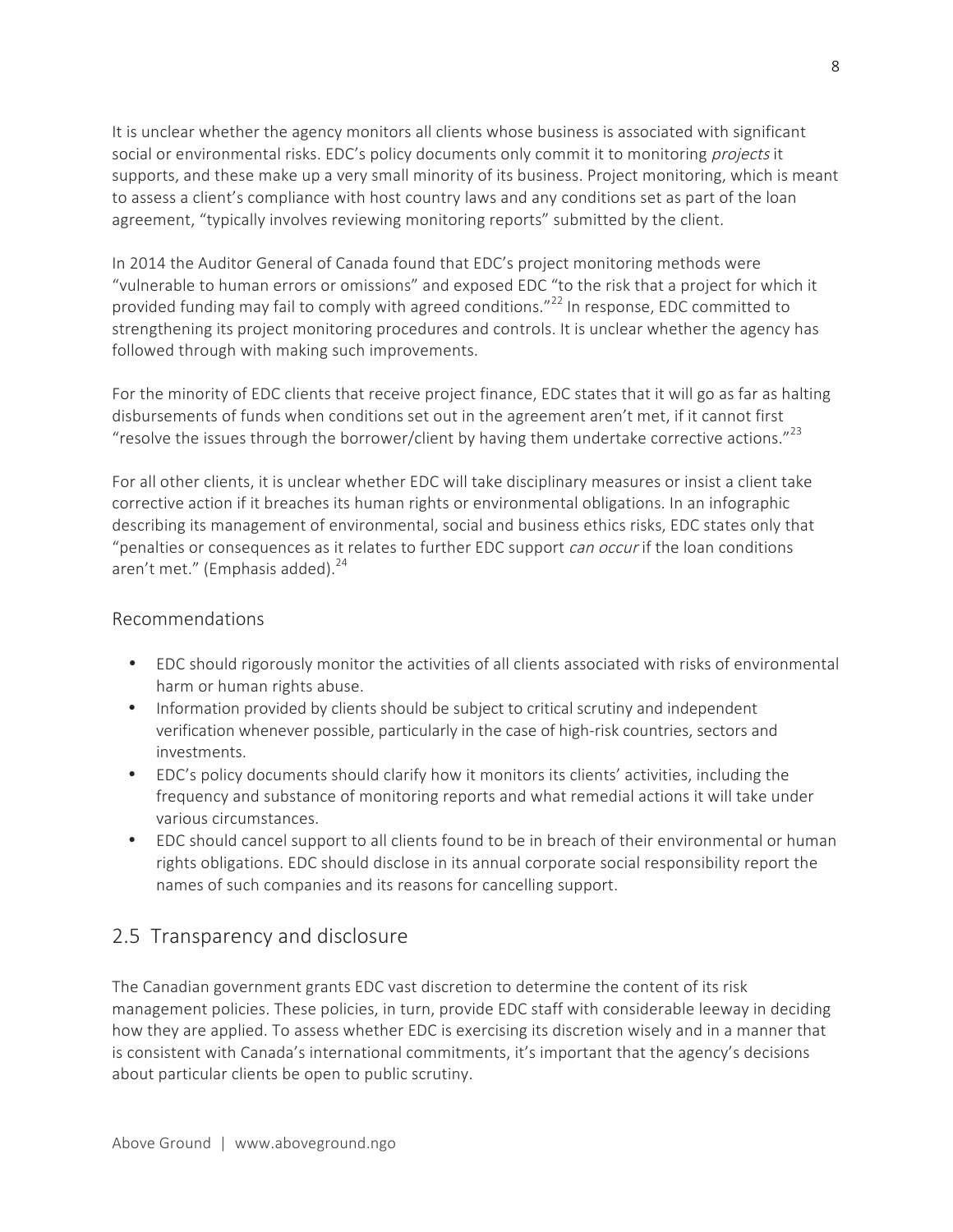It is unclear whether the agency monitors all clients whose business is associated with significant social or environmental risks. EDC's policy documents only commit it to monitoring *projects* it supports, and these make up a very small minority of its business. Project monitoring, which is meant to assess a client's compliance with host country laws and any conditions set as part of the loan agreement, "typically involves reviewing monitoring reports" submitted by the client.

In 2014 the Auditor General of Canada found that EDC's project monitoring methods were "vulnerable to human errors or omissions" and exposed EDC "to the risk that a project for which it provided funding may fail to comply with agreed conditions."[22] In response, EDC committed to strengthening its project monitoring procedures and controls. It is unclear whether the agency has followed through with making such improvements.

For the minority of EDC clients that receive project finance, EDC states that it will go as far as halting disbursements of funds when conditions set out in the agreement aren't met, if it cannot first "resolve the issues through the borrower/client by having them undertake corrective actions."[23]

For all other clients, it is unclear whether EDC will take disciplinary measures or insist a client take corrective action if it breaches its human rights or environmental obligations. In an infographic describing its management of environmental, social and business ethics risks, EDC states only that "penalties or consequences as it relates to further EDC support *can occur* if the loan conditions aren't met." (Emphasis added).[24]

### Recommendations

- EDC should rigorously monitor the activities of all clients associated with risks of environmental harm or human rights abuse.
- Information provided by clients should be subject to critical scrutiny and independent verification whenever possible, particularly in the case of high-risk countries, sectors and investments.
- EDC's policy documents should clarify how it monitors its clients' activities, including the frequency and substance of monitoring reports and what remedial actions it will take under various circumstances.
- EDC should cancel support to all clients found to be in breach of their environmental or human rights obligations. EDC should disclose in its annual corporate social responsibility report the names of such companies and its reasons for cancelling support.

## 2.5 Transparency and disclosure

The Canadian government grants EDC vast discretion to determine the content of its risk management policies. These policies, in turn, provide EDC staff with considerable leeway in deciding how they are applied. To assess whether EDC is exercising its discretion wisely and in a manner that is consistent with Canada's international commitments, it's important that the agency's decisions about particular clients be open to public scrutiny.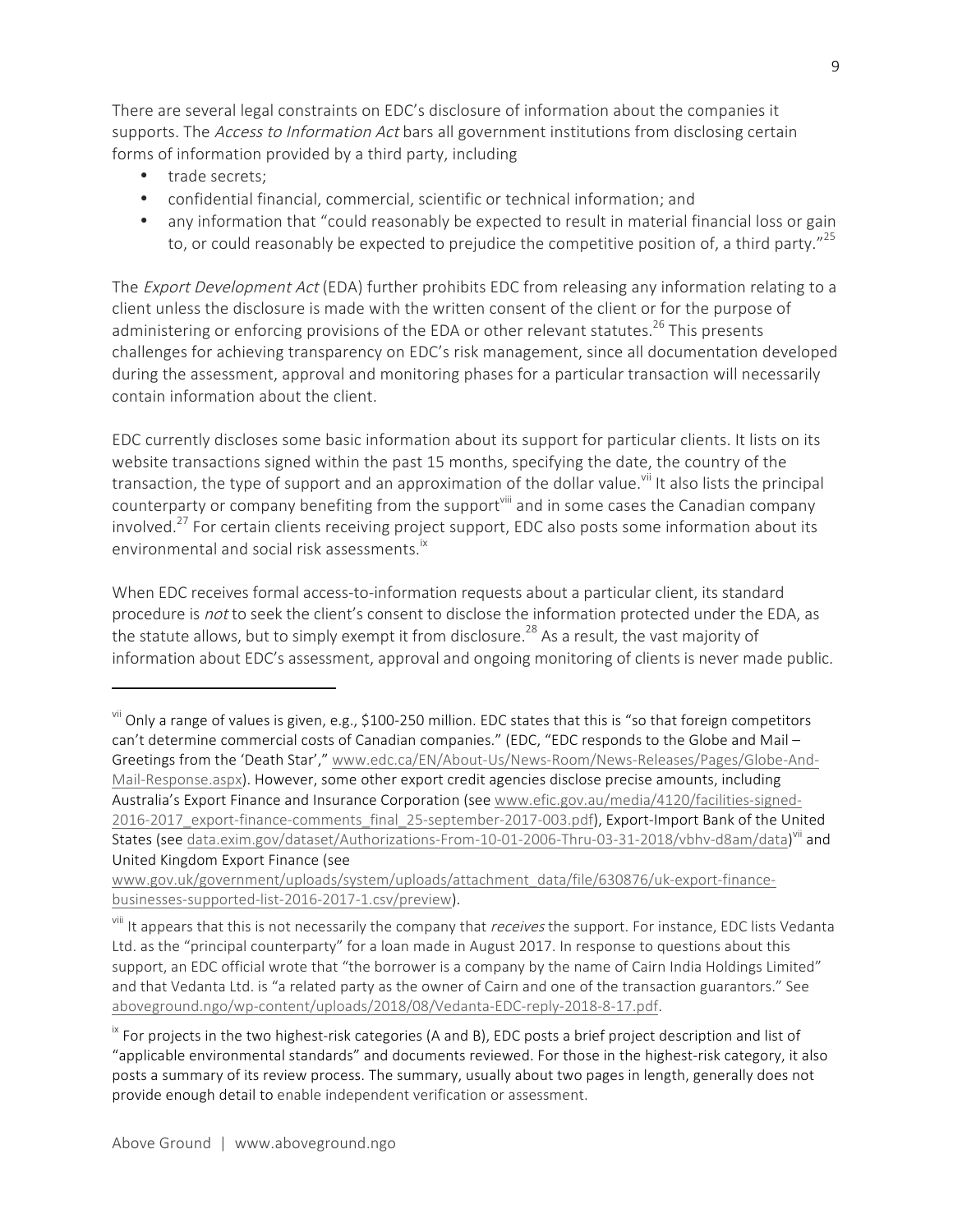There are several legal constraints on EDC's disclosure of information about the companies it supports. The *Access to Information Act* bars all government institutions from disclosing certain forms of information provided by a third party, including

- trade secrets;
- confidential financial, commercial, scientific or technical information; and
- any information that "could reasonably be expected to result in material financial loss or gain to, or could reasonably be expected to prejudice the competitive position of, a third party."[25]

The *Export Development Act* (EDA) further prohibits EDC from releasing any information relating to a client unless the disclosure is made with the written consent of the client or for the purpose of administering or enforcing provisions of the EDA or other relevant statutes.[26] This presents challenges for achieving transparency on EDC's risk management, since all documentation developed during the assessment, approval and monitoring phases for a particular transaction will necessarily contain information about the client.

EDC currently discloses some basic information about its support for particular clients. It lists on its website transactions signed within the past 15 months, specifying the date, the country of the transaction, the type of support and an approximation of the dollar value.[vii] It also lists the principal counterparty or company benefiting from the support[viii] and in some cases the Canadian company involved.[27] For certain clients receiving project support, EDC also posts some information about its environmental and social risk assessments.[ix]

When EDC receives formal access-to-information requests about a particular client, its standard procedure is *not* to seek the client's consent to disclose the information protected under the EDA, as the statute allows, but to simply exempt it from disclosure.[28] As a result, the vast majority of information about EDC's assessment, approval and ongoing monitoring of clients is never made public.

---

[vii] Only a range of values is given, e.g., $100-250 million. EDC states that this is "so that foreign competitors can't determine commercial costs of Canadian companies." (EDC, "EDC responds to the Globe and Mail – Greetings from the 'Death Star'," www.edc.ca/EN/About-Us/News-Room/News-Releases/Pages/Globe-And-Mail-Response.aspx). However, some other export credit agencies disclose precise amounts, including Australia's Export Finance and Insurance Corporation (see www.efic.gov.au/media/4120/facilities-signed-2016-2017_export-finance-comments_final_25-september-2017-003.pdf), Export-Import Bank of the United States (see data.exim.gov/dataset/Authorizations-From-10-01-2006-Thru-03-31-2018/vbhv-d8am/data)[vii] and United Kingdom Export Finance (see www.gov.uk/government/uploads/system/uploads/attachment_data/file/630876/uk-export-finance-businesses-supported-list-2016-2017-1.csv/preview).

[viii] It appears that this is not necessarily the company that *receives* the support. For instance, EDC lists Vedanta Ltd. as the "principal counterparty" for a loan made in August 2017. In response to questions about this support, an EDC official wrote that "the borrower is a company by the name of Cairn India Holdings Limited" and that Vedanta Ltd. is "a related party as the owner of Cairn and one of the transaction guarantors." See aboveground.ngo/wp-content/uploads/2018/08/Vedanta-EDC-reply-2018-8-17.pdf.

[ix] For projects in the two highest-risk categories (A and B), EDC posts a brief project description and list of "applicable environmental standards" and documents reviewed. For those in the highest-risk category, it also posts a summary of its review process. The summary, usually about two pages in length, generally does not provide enough detail to enable independent verification or assessment.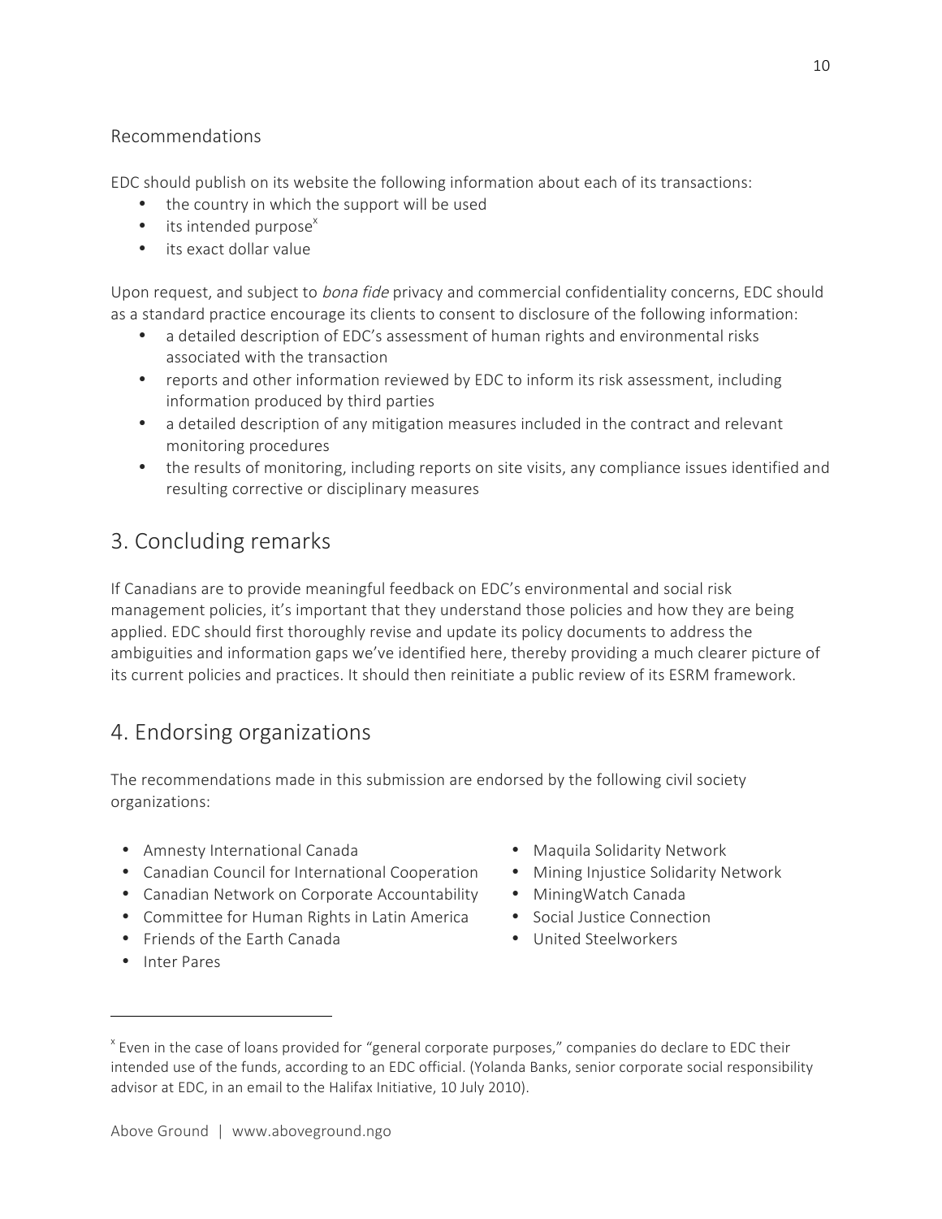### Recommendations

EDC should publish on its website the following information about each of its transactions:

- the country in which the support will be used
- its intended purpose[x]
- its exact dollar value

Upon request, and subject to *bona fide* privacy and commercial confidentiality concerns, EDC should as a standard practice encourage its clients to consent to disclosure of the following information:

- a detailed description of EDC's assessment of human rights and environmental risks associated with the transaction
- reports and other information reviewed by EDC to inform its risk assessment, including information produced by third parties
- a detailed description of any mitigation measures included in the contract and relevant monitoring procedures
- the results of monitoring, including reports on site visits, any compliance issues identified and resulting corrective or disciplinary measures

## 3. Concluding remarks

If Canadians are to provide meaningful feedback on EDC's environmental and social risk management policies, it's important that they understand those policies and how they are being applied. EDC should first thoroughly revise and update its policy documents to address the ambiguities and information gaps we've identified here, thereby providing a much clearer picture of its current policies and practices. It should then reinitiate a public review of its ESRM framework.

## 4. Endorsing organizations

The recommendations made in this submission are endorsed by the following civil society organizations:

- Amnesty International Canada
- Canadian Council for International Cooperation
- Canadian Network on Corporate Accountability
- Committee for Human Rights in Latin America
- Friends of the Earth Canada
- Inter Pares
- Maquila Solidarity Network
- Mining Injustice Solidarity Network
- MiningWatch Canada
- Social Justice Connection
- United Steelworkers

---

[x] Even in the case of loans provided for "general corporate purposes," companies do declare to EDC their intended use of the funds, according to an EDC official. (Yolanda Banks, senior corporate social responsibility advisor at EDC, in an email to the Halifax Initiative, 10 July 2010).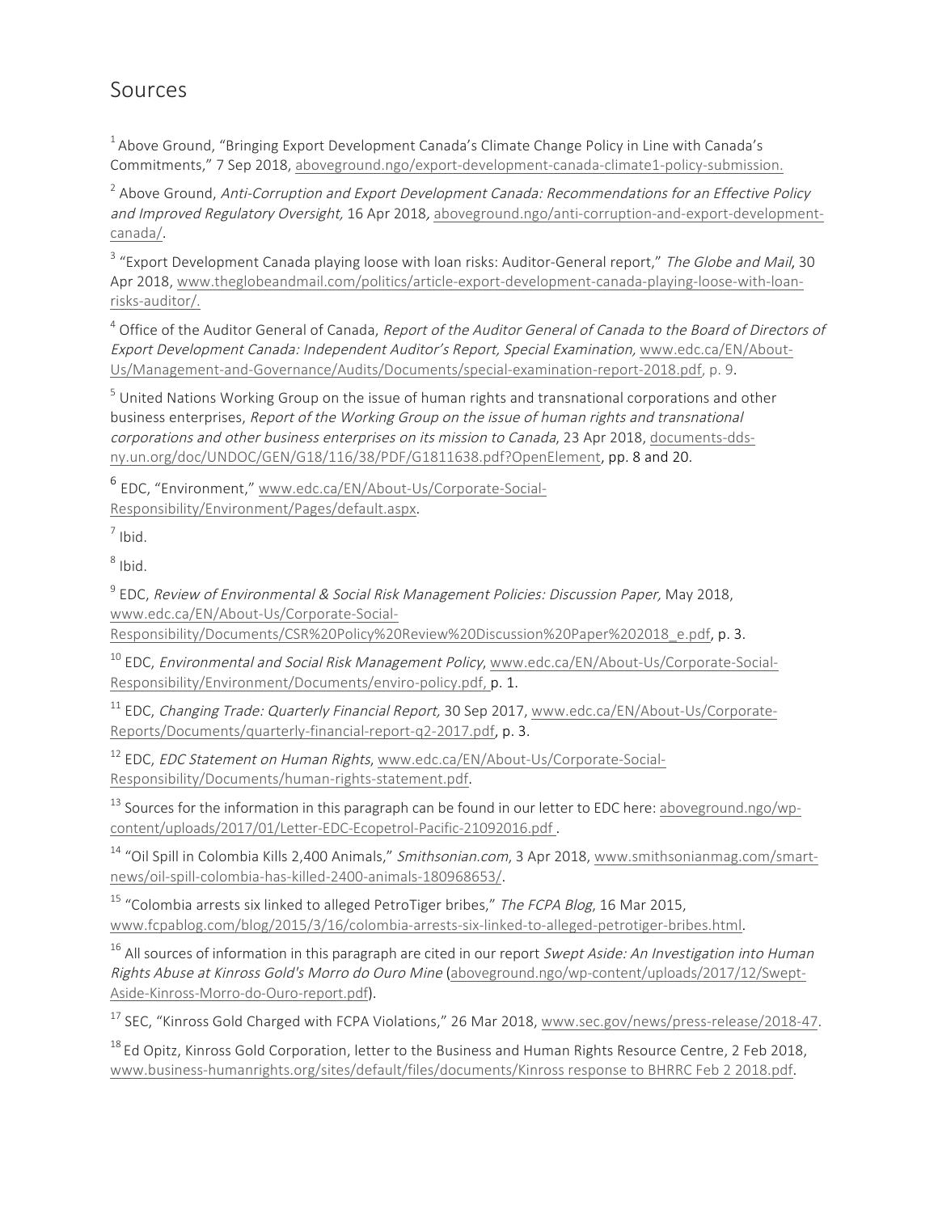## Sources

[1] Above Ground, "Bringing Export Development Canada's Climate Change Policy in Line with Canada's Commitments," 7 Sep 2018, aboveground.ngo/export-development-canada-climate1-policy-submission.

[2] Above Ground, *Anti-Corruption and Export Development Canada: Recommendations for an Effective Policy and Improved Regulatory Oversight,* 16 Apr 2018, aboveground.ngo/anti-corruption-and-export-development-canada/.

[3] "Export Development Canada playing loose with loan risks: Auditor-General report," *The Globe and Mail*, 30 Apr 2018, www.theglobeandmail.com/politics/article-export-development-canada-playing-loose-with-loan-risks-auditor/.

[4] Office of the Auditor General of Canada, *Report of the Auditor General of Canada to the Board of Directors of Export Development Canada: Independent Auditor's Report, Special Examination,* www.edc.ca/EN/About-Us/Management-and-Governance/Audits/Documents/special-examination-report-2018.pdf, p. 9.

[5] United Nations Working Group on the issue of human rights and transnational corporations and other business enterprises, *Report of the Working Group on the issue of human rights and transnational corporations and other business enterprises on its mission to Canada*, 23 Apr 2018, documents-dds-ny.un.org/doc/UNDOC/GEN/G18/116/38/PDF/G1811638.pdf?OpenElement, pp. 8 and 20.

[6] EDC, "Environment," www.edc.ca/EN/About-Us/Corporate-Social-Responsibility/Environment/Pages/default.aspx.

[7] Ibid.

[8] Ibid.

[9] EDC, *Review of Environmental & Social Risk Management Policies: Discussion Paper,* May 2018, www.edc.ca/EN/About-Us/Corporate-Social-Responsibility/Documents/CSR%20Policy%20Review%20Discussion%20Paper%202018_e.pdf, p. 3.

[10] EDC, *Environmental and Social Risk Management Policy*, www.edc.ca/EN/About-Us/Corporate-Social-Responsibility/Environment/Documents/enviro-policy.pdf, p. 1.

[11] EDC, *Changing Trade: Quarterly Financial Report,* 30 Sep 2017, www.edc.ca/EN/About-Us/Corporate-Reports/Documents/quarterly-financial-report-q2-2017.pdf, p. 3.

[12] EDC, *EDC Statement on Human Rights*, www.edc.ca/EN/About-Us/Corporate-Social-Responsibility/Documents/human-rights-statement.pdf.

[13] Sources for the information in this paragraph can be found in our letter to EDC here: aboveground.ngo/wp-content/uploads/2017/01/Letter-EDC-Ecopetrol-Pacific-21092016.pdf .

[14] "Oil Spill in Colombia Kills 2,400 Animals," *Smithsonian.com*, 3 Apr 2018, www.smithsonianmag.com/smart-news/oil-spill-colombia-has-killed-2400-animals-180968653/.

[15] "Colombia arrests six linked to alleged PetroTiger bribes," *The FCPA Blog*, 16 Mar 2015, www.fcpablog.com/blog/2015/3/16/colombia-arrests-six-linked-to-alleged-petrotiger-bribes.html.

[16] All sources of information in this paragraph are cited in our report *Swept Aside: An Investigation into Human Rights Abuse at Kinross Gold's Morro do Ouro Mine* (aboveground.ngo/wp-content/uploads/2017/12/Swept-Aside-Kinross-Morro-do-Ouro-report.pdf).

[17] SEC, "Kinross Gold Charged with FCPA Violations," 26 Mar 2018, www.sec.gov/news/press-release/2018-47.

[18] Ed Opitz, Kinross Gold Corporation, letter to the Business and Human Rights Resource Centre, 2 Feb 2018, www.business-humanrights.org/sites/default/files/documents/Kinross response to BHRRC Feb 2 2018.pdf.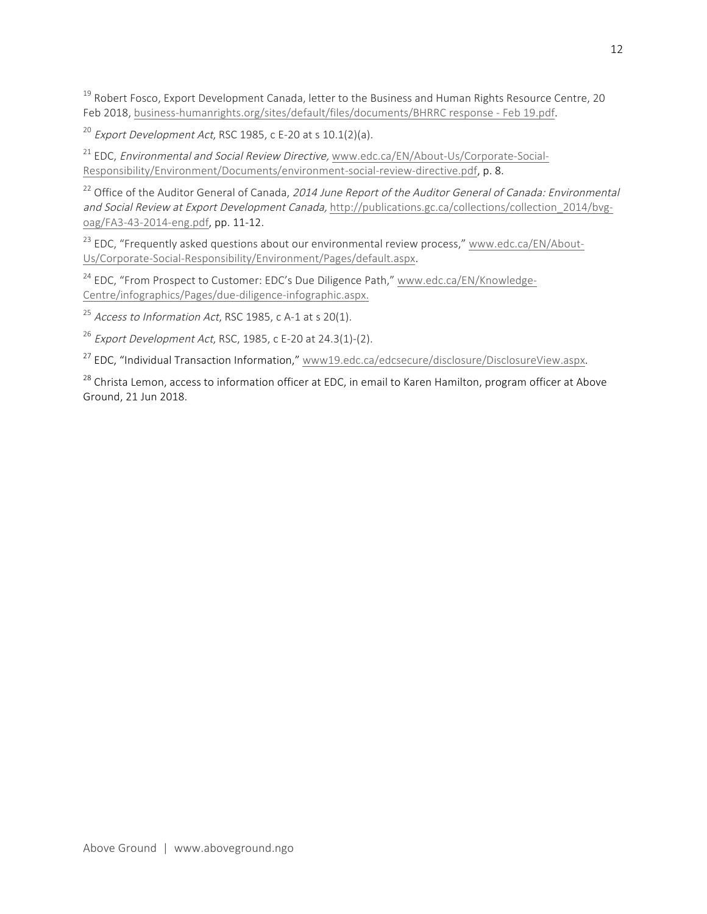[19] Robert Fosco, Export Development Canada, letter to the Business and Human Rights Resource Centre, 20 Feb 2018, business-humanrights.org/sites/default/files/documents/BHRRC response - Feb 19.pdf.

[20] *Export Development Act*, RSC 1985, c E-20 at s 10.1(2)(a).

[21] EDC, *Environmental and Social Review Directive,* www.edc.ca/EN/About-Us/Corporate-Social-Responsibility/Environment/Documents/environment-social-review-directive.pdf, p. 8.

[22] Office of the Auditor General of Canada, *2014 June Report of the Auditor General of Canada: Environmental and Social Review at Export Development Canada,* http://publications.gc.ca/collections/collection_2014/bvg-oag/FA3-43-2014-eng.pdf, pp. 11-12.

[23] EDC, "Frequently asked questions about our environmental review process," www.edc.ca/EN/About-Us/Corporate-Social-Responsibility/Environment/Pages/default.aspx.

[24] EDC, "From Prospect to Customer: EDC's Due Diligence Path," www.edc.ca/EN/Knowledge-Centre/infographics/Pages/due-diligence-infographic.aspx.

[25] *Access to Information Act*, RSC 1985, c A-1 at s 20(1).

[26] *Export Development Act*, RSC, 1985, c E-20 at 24.3(1)-(2).

[27] EDC, "Individual Transaction Information," www19.edc.ca/edcsecure/disclosure/DisclosureView.aspx.

[28] Christa Lemon, access to information officer at EDC, in email to Karen Hamilton, program officer at Above Ground, 21 Jun 2018.